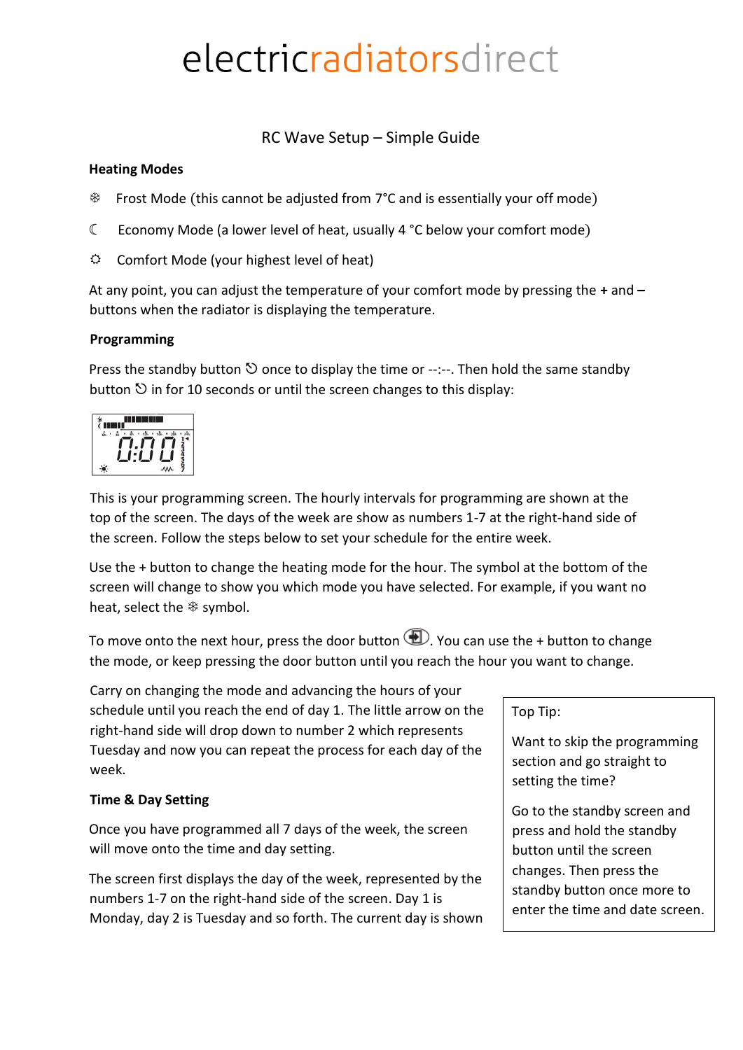electricradiatorsdirect

# RC Wave Setup – Simple Guide

**Heating Modes**

❄ Frost Mode (this cannot be adjusted from 7°C and is essentially your off mode)

☾ Economy Mode (a lower level of heat, usually 4 °C below your comfort mode)

☼ Comfort Mode (your highest level of heat)

At any point, you can adjust the temperature of your comfort mode by pressing the **+** and **–** buttons when the radiator is displaying the temperature.

**Programming**

Press the standby button ⏲ once to display the time or --:--. Then hold the same standby button ⏲ in for 10 seconds or until the screen changes to this display:

This is your programming screen. The hourly intervals for programming are shown at the top of the screen. The days of the week are show as numbers 1-7 at the right-hand side of the screen. Follow the steps below to set your schedule for the entire week.

Use the + button to change the heating mode for the hour. The symbol at the bottom of the screen will change to show you which mode you have selected. For example, if you want no heat, select the ❄ symbol.

To move onto the next hour, press the door button. You can use the + button to change the mode, or keep pressing the door button until you reach the hour you want to change.

Carry on changing the mode and advancing the hours of your schedule until you reach the end of day 1. The little arrow on the right-hand side will drop down to number 2 which represents Tuesday and now you can repeat the process for each day of the week.

**Time & Day Setting**

Once you have programmed all 7 days of the week, the screen will move onto the time and day setting.

The screen first displays the day of the week, represented by the numbers 1-7 on the right-hand side of the screen. Day 1 is Monday, day 2 is Tuesday and so forth. The current day is shown

> Top Tip:
>
> Want to skip the programming section and go straight to setting the time?
>
> Go to the standby screen and press and hold the standby button until the screen changes. Then press the standby button once more to enter the time and date screen.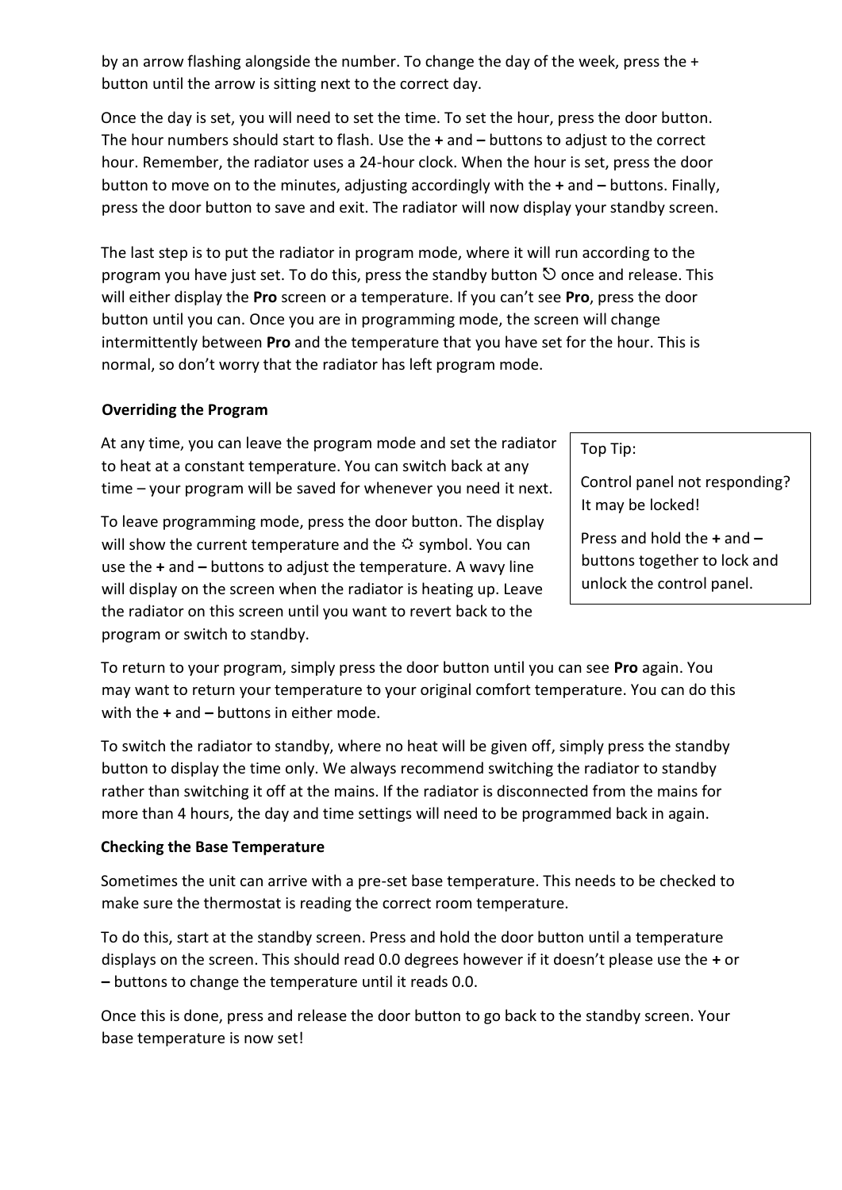by an arrow flashing alongside the number. To change the day of the week, press the + button until the arrow is sitting next to the correct day.

Once the day is set, you will need to set the time. To set the hour, press the door button. The hour numbers should start to flash. Use the **+** and **–** buttons to adjust to the correct hour. Remember, the radiator uses a 24-hour clock. When the hour is set, press the door button to move on to the minutes, adjusting accordingly with the **+** and **–** buttons. Finally, press the door button to save and exit. The radiator will now display your standby screen.

The last step is to put the radiator in program mode, where it will run according to the program you have just set. To do this, press the standby button ⏻ once and release. This will either display the **Pro** screen or a temperature. If you can't see **Pro**, press the door button until you can. Once you are in programming mode, the screen will change intermittently between **Pro** and the temperature that you have set for the hour. This is normal, so don't worry that the radiator has left program mode.

**Overriding the Program**

At any time, you can leave the program mode and set the radiator to heat at a constant temperature. You can switch back at any time – your program will be saved for whenever you need it next.

To leave programming mode, press the door button. The display will show the current temperature and the ☼ symbol. You can use the **+** and **–** buttons to adjust the temperature. A wavy line will display on the screen when the radiator is heating up. Leave the radiator on this screen until you want to revert back to the program or switch to standby.

> Top Tip:
>
> Control panel not responding? It may be locked!
>
> Press and hold the **+** and **–** buttons together to lock and unlock the control panel.

To return to your program, simply press the door button until you can see **Pro** again. You may want to return your temperature to your original comfort temperature. You can do this with the **+** and **–** buttons in either mode.

To switch the radiator to standby, where no heat will be given off, simply press the standby button to display the time only. We always recommend switching the radiator to standby rather than switching it off at the mains. If the radiator is disconnected from the mains for more than 4 hours, the day and time settings will need to be programmed back in again.

**Checking the Base Temperature**

Sometimes the unit can arrive with a pre-set base temperature. This needs to be checked to make sure the thermostat is reading the correct room temperature.

To do this, start at the standby screen. Press and hold the door button until a temperature displays on the screen. This should read 0.0 degrees however if it doesn't please use the **+** or **–** buttons to change the temperature until it reads 0.0.

Once this is done, press and release the door button to go back to the standby screen. Your base temperature is now set!